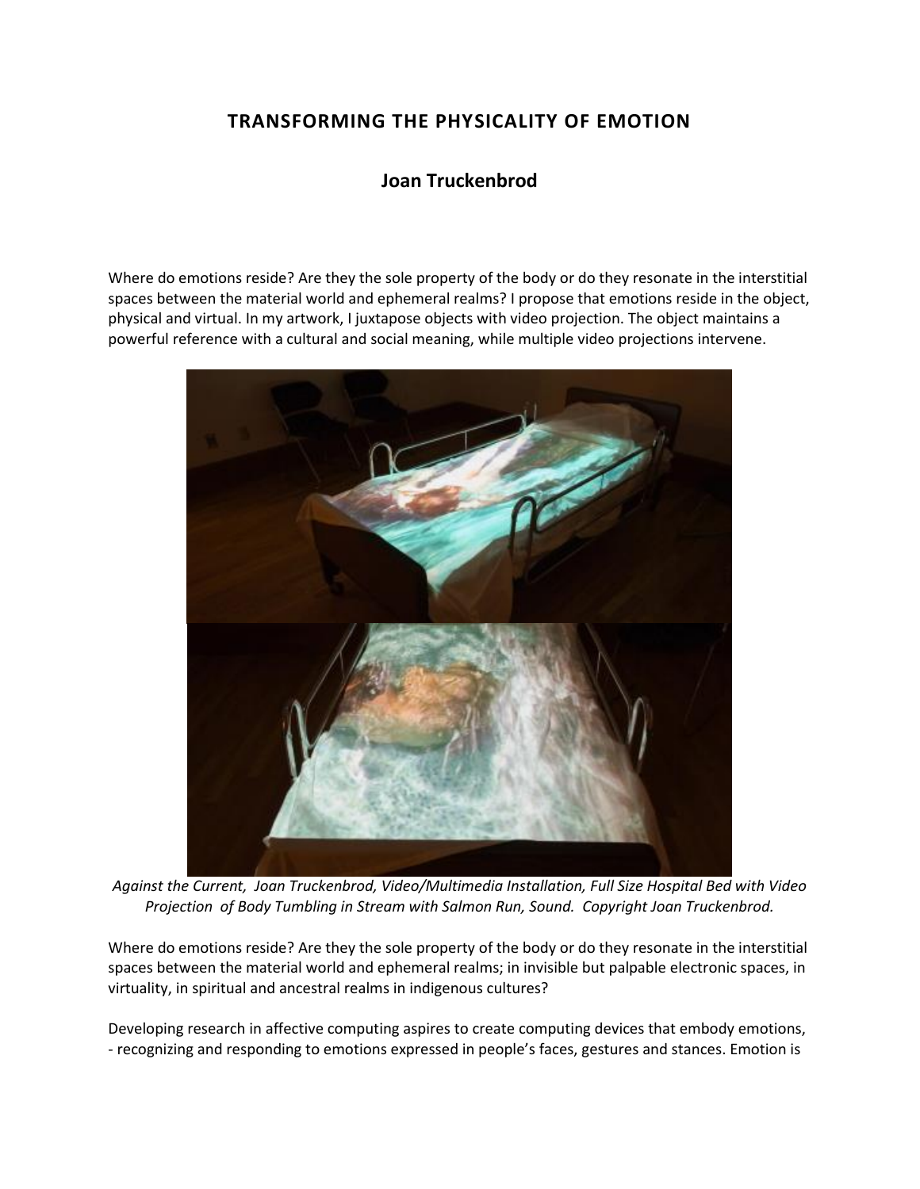# TRANSFORMING THE PHYSICALITY OF EMOTION

## Joan Truckenbrod

Where do emotions reside? Are they the sole property of the body or do they resonate in the interstitial spaces between the material world and ephemeral realms? I propose that emotions reside in the object, physical and virtual. In my artwork, I juxtapose objects with video projection. The object maintains a powerful reference with a cultural and social meaning, while multiple video projections intervene.

*Against the Current, Joan Truckenbrod, Video/Multimedia Installation, Full Size Hospital Bed with Video Projection of Body Tumbling in Stream with Salmon Run, Sound. Copyright Joan Truckenbrod.*

Where do emotions reside? Are they the sole property of the body or do they resonate in the interstitial spaces between the material world and ephemeral realms; in invisible but palpable electronic spaces, in virtuality, in spiritual and ancestral realms in indigenous cultures?

Developing research in affective computing aspires to create computing devices that embody emotions, - recognizing and responding to emotions expressed in people's faces, gestures and stances. Emotion is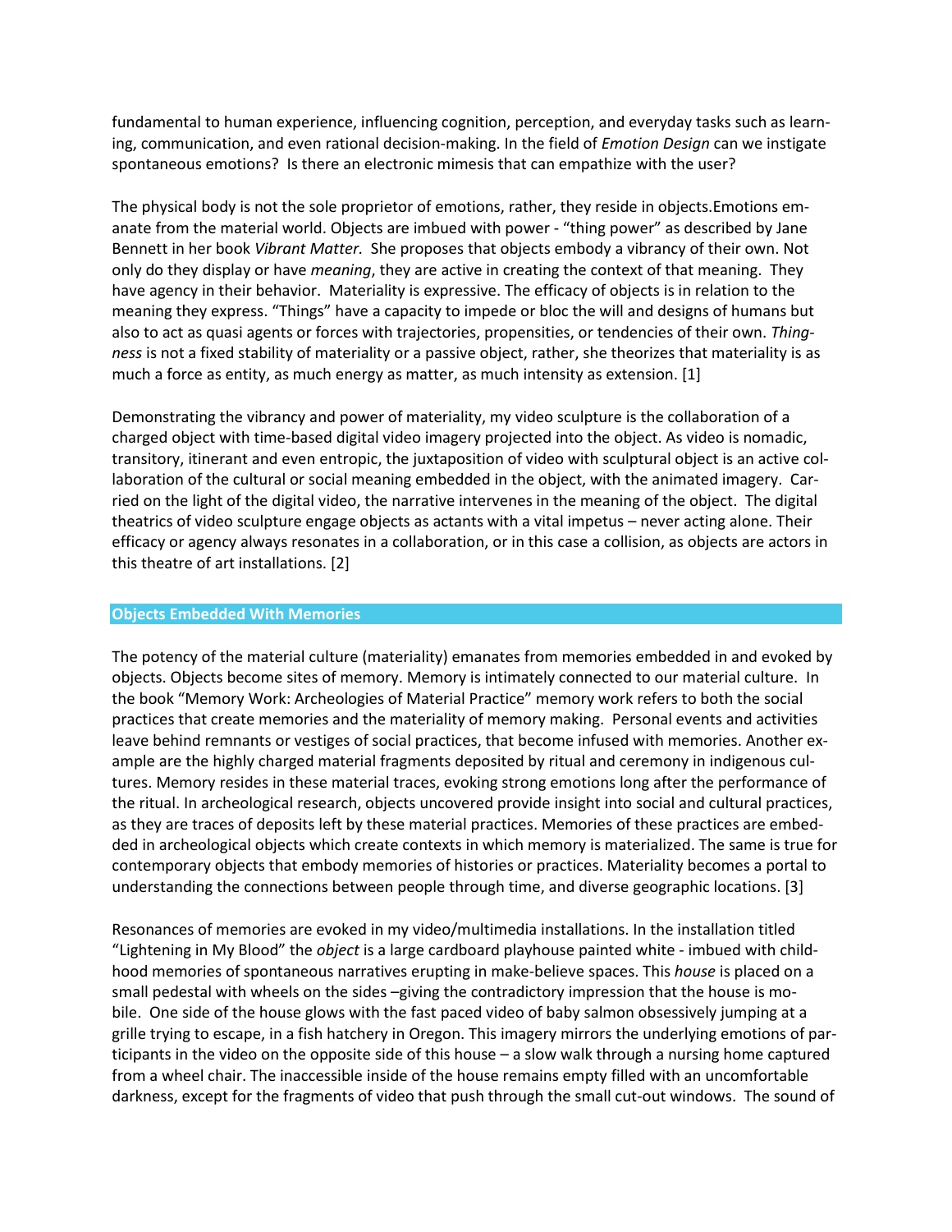fundamental to human experience, influencing cognition, perception, and everyday tasks such as learning, communication, and even rational decision-making. In the field of *Emotion Design* can we instigate spontaneous emotions? Is there an electronic mimesis that can empathize with the user?

The physical body is not the sole proprietor of emotions, rather, they reside in objects.Emotions emanate from the material world. Objects are imbued with power - "thing power" as described by Jane Bennett in her book *Vibrant Matter.* She proposes that objects embody a vibrancy of their own. Not only do they display or have *meaning*, they are active in creating the context of that meaning. They have agency in their behavior. Materiality is expressive. The efficacy of objects is in relation to the meaning they express. "Things" have a capacity to impede or bloc the will and designs of humans but also to act as quasi agents or forces with trajectories, propensities, or tendencies of their own. *Thing-ness* is not a fixed stability of materiality or a passive object, rather, she theorizes that materiality is as much a force as entity, as much energy as matter, as much intensity as extension. [1]

Demonstrating the vibrancy and power of materiality, my video sculpture is the collaboration of a charged object with time-based digital video imagery projected into the object. As video is nomadic, transitory, itinerant and even entropic, the juxtaposition of video with sculptural object is an active collaboration of the cultural or social meaning embedded in the object, with the animated imagery. Carried on the light of the digital video, the narrative intervenes in the meaning of the object. The digital theatrics of video sculpture engage objects as actants with a vital impetus – never acting alone. Their efficacy or agency always resonates in a collaboration, or in this case a collision, as objects are actors in this theatre of art installations. [2]

## Objects Embedded With Memories

The potency of the material culture (materiality) emanates from memories embedded in and evoked by objects. Objects become sites of memory. Memory is intimately connected to our material culture. In the book "Memory Work: Archeologies of Material Practice" memory work refers to both the social practices that create memories and the materiality of memory making. Personal events and activities leave behind remnants or vestiges of social practices, that become infused with memories. Another example are the highly charged material fragments deposited by ritual and ceremony in indigenous cultures. Memory resides in these material traces, evoking strong emotions long after the performance of the ritual. In archeological research, objects uncovered provide insight into social and cultural practices, as they are traces of deposits left by these material practices. Memories of these practices are embedded in archeological objects which create contexts in which memory is materialized. The same is true for contemporary objects that embody memories of histories or practices. Materiality becomes a portal to understanding the connections between people through time, and diverse geographic locations. [3]

Resonances of memories are evoked in my video/multimedia installations. In the installation titled "Lightening in My Blood" the *object* is a large cardboard playhouse painted white - imbued with childhood memories of spontaneous narratives erupting in make-believe spaces. This *house* is placed on a small pedestal with wheels on the sides –giving the contradictory impression that the house is mobile. One side of the house glows with the fast paced video of baby salmon obsessively jumping at a grille trying to escape, in a fish hatchery in Oregon. This imagery mirrors the underlying emotions of participants in the video on the opposite side of this house – a slow walk through a nursing home captured from a wheel chair. The inaccessible inside of the house remains empty filled with an uncomfortable darkness, except for the fragments of video that push through the small cut-out windows. The sound of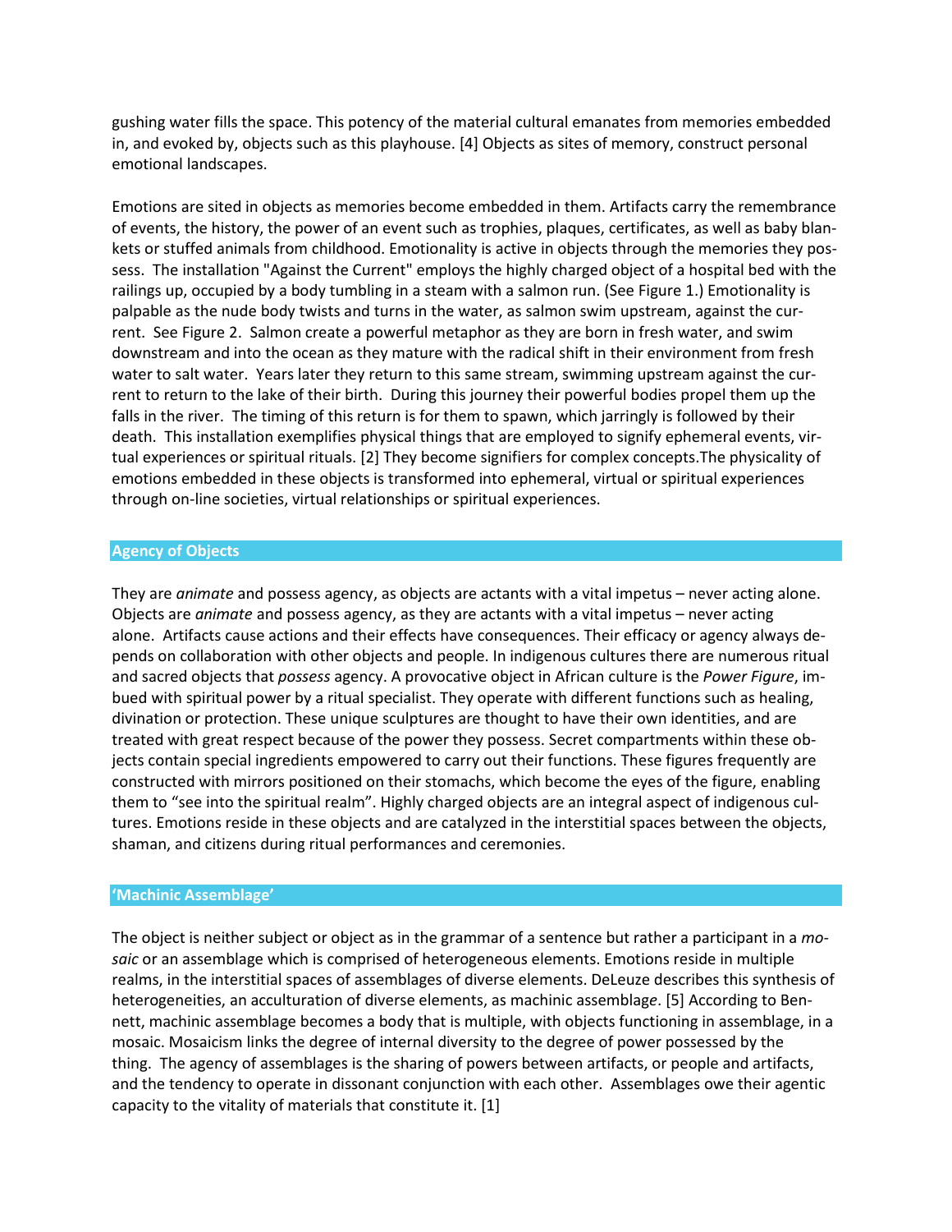gushing water fills the space. This potency of the material cultural emanates from memories embedded in, and evoked by, objects such as this playhouse. [4] Objects as sites of memory, construct personal emotional landscapes.

Emotions are sited in objects as memories become embedded in them. Artifacts carry the remembrance of events, the history, the power of an event such as trophies, plaques, certificates, as well as baby blankets or stuffed animals from childhood. Emotionality is active in objects through the memories they possess. The installation "Against the Current" employs the highly charged object of a hospital bed with the railings up, occupied by a body tumbling in a steam with a salmon run. (See Figure 1.) Emotionality is palpable as the nude body twists and turns in the water, as salmon swim upstream, against the current. See Figure 2. Salmon create a powerful metaphor as they are born in fresh water, and swim downstream and into the ocean as they mature with the radical shift in their environment from fresh water to salt water. Years later they return to this same stream, swimming upstream against the current to return to the lake of their birth. During this journey their powerful bodies propel them up the falls in the river. The timing of this return is for them to spawn, which jarringly is followed by their death. This installation exemplifies physical things that are employed to signify ephemeral events, virtual experiences or spiritual rituals. [2] They become signifiers for complex concepts.The physicality of emotions embedded in these objects is transformed into ephemeral, virtual or spiritual experiences through on-line societies, virtual relationships or spiritual experiences.

## Agency of Objects

They are *animate* and possess agency, as objects are actants with a vital impetus – never acting alone. Objects are *animate* and possess agency, as they are actants with a vital impetus – never acting alone. Artifacts cause actions and their effects have consequences. Their efficacy or agency always depends on collaboration with other objects and people. In indigenous cultures there are numerous ritual and sacred objects that *possess* agency. A provocative object in African culture is the *Power Figure*, imbued with spiritual power by a ritual specialist. They operate with different functions such as healing, divination or protection. These unique sculptures are thought to have their own identities, and are treated with great respect because of the power they possess. Secret compartments within these objects contain special ingredients empowered to carry out their functions. These figures frequently are constructed with mirrors positioned on their stomachs, which become the eyes of the figure, enabling them to "see into the spiritual realm". Highly charged objects are an integral aspect of indigenous cultures. Emotions reside in these objects and are catalyzed in the interstitial spaces between the objects, shaman, and citizens during ritual performances and ceremonies.

## 'Machinic Assemblage'

The object is neither subject or object as in the grammar of a sentence but rather a participant in a *mosaic* or an assemblage which is comprised of heterogeneous elements. Emotions reside in multiple realms, in the interstitial spaces of assemblages of diverse elements. DeLeuze describes this synthesis of heterogeneities, an acculturation of diverse elements, as machinic assemblage*.* [5] According to Bennett, machinic assemblage becomes a body that is multiple, with objects functioning in assemblage, in a mosaic. Mosaicism links the degree of internal diversity to the degree of power possessed by the thing. The agency of assemblages is the sharing of powers between artifacts, or people and artifacts, and the tendency to operate in dissonant conjunction with each other. Assemblages owe their agentic capacity to the vitality of materials that constitute it. [1]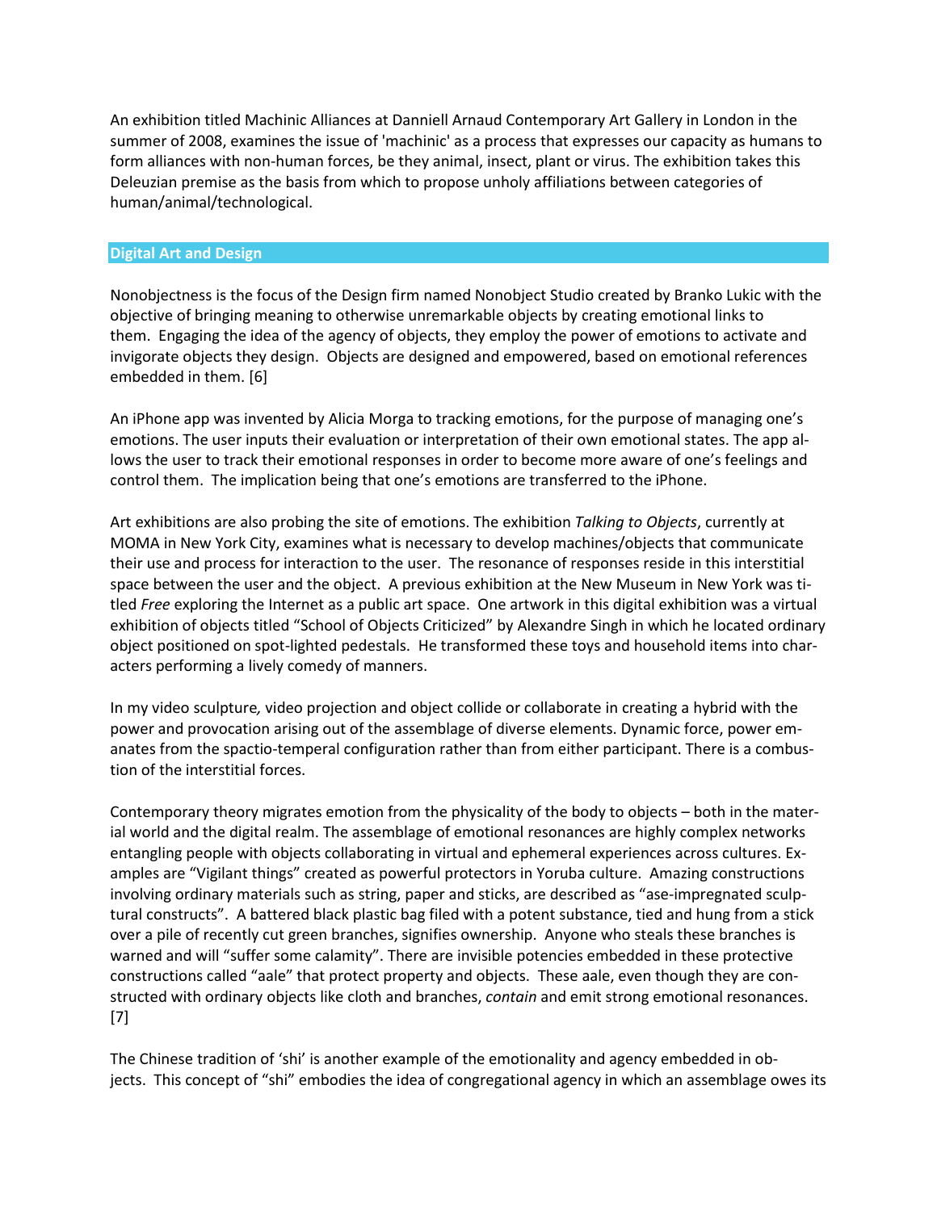An exhibition titled Machinic Alliances at Danniell Arnaud Contemporary Art Gallery in London in the summer of 2008, examines the issue of 'machinic' as a process that expresses our capacity as humans to form alliances with non-human forces, be they animal, insect, plant or virus. The exhibition takes this Deleuzian premise as the basis from which to propose unholy affiliations between categories of human/animal/technological.

## Digital Art and Design

Nonobjectness is the focus of the Design firm named Nonobject Studio created by Branko Lukic with the objective of bringing meaning to otherwise unremarkable objects by creating emotional links to them. Engaging the idea of the agency of objects, they employ the power of emotions to activate and invigorate objects they design. Objects are designed and empowered, based on emotional references embedded in them. [6]

An iPhone app was invented by Alicia Morga to tracking emotions, for the purpose of managing one's emotions. The user inputs their evaluation or interpretation of their own emotional states. The app allows the user to track their emotional responses in order to become more aware of one's feelings and control them. The implication being that one's emotions are transferred to the iPhone.

Art exhibitions are also probing the site of emotions. The exhibition *Talking to Objects*, currently at MOMA in New York City, examines what is necessary to develop machines/objects that communicate their use and process for interaction to the user. The resonance of responses reside in this interstitial space between the user and the object. A previous exhibition at the New Museum in New York was titled *Free* exploring the Internet as a public art space. One artwork in this digital exhibition was a virtual exhibition of objects titled "School of Objects Criticized" by Alexandre Singh in which he located ordinary object positioned on spot-lighted pedestals. He transformed these toys and household items into characters performing a lively comedy of manners.

In my video sculpture*,* video projection and object collide or collaborate in creating a hybrid with the power and provocation arising out of the assemblage of diverse elements. Dynamic force, power emanates from the spactio-temperal configuration rather than from either participant. There is a combustion of the interstitial forces.

Contemporary theory migrates emotion from the physicality of the body to objects – both in the material world and the digital realm. The assemblage of emotional resonances are highly complex networks entangling people with objects collaborating in virtual and ephemeral experiences across cultures. Examples are "Vigilant things" created as powerful protectors in Yoruba culture. Amazing constructions involving ordinary materials such as string, paper and sticks, are described as "ase-impregnated sculptural constructs". A battered black plastic bag filed with a potent substance, tied and hung from a stick over a pile of recently cut green branches, signifies ownership. Anyone who steals these branches is warned and will "suffer some calamity". There are invisible potencies embedded in these protective constructions called "aale" that protect property and objects. These aale, even though they are constructed with ordinary objects like cloth and branches, *contain* and emit strong emotional resonances. [7]

The Chinese tradition of 'shi' is another example of the emotionality and agency embedded in objects. This concept of "shi" embodies the idea of congregational agency in which an assemblage owes its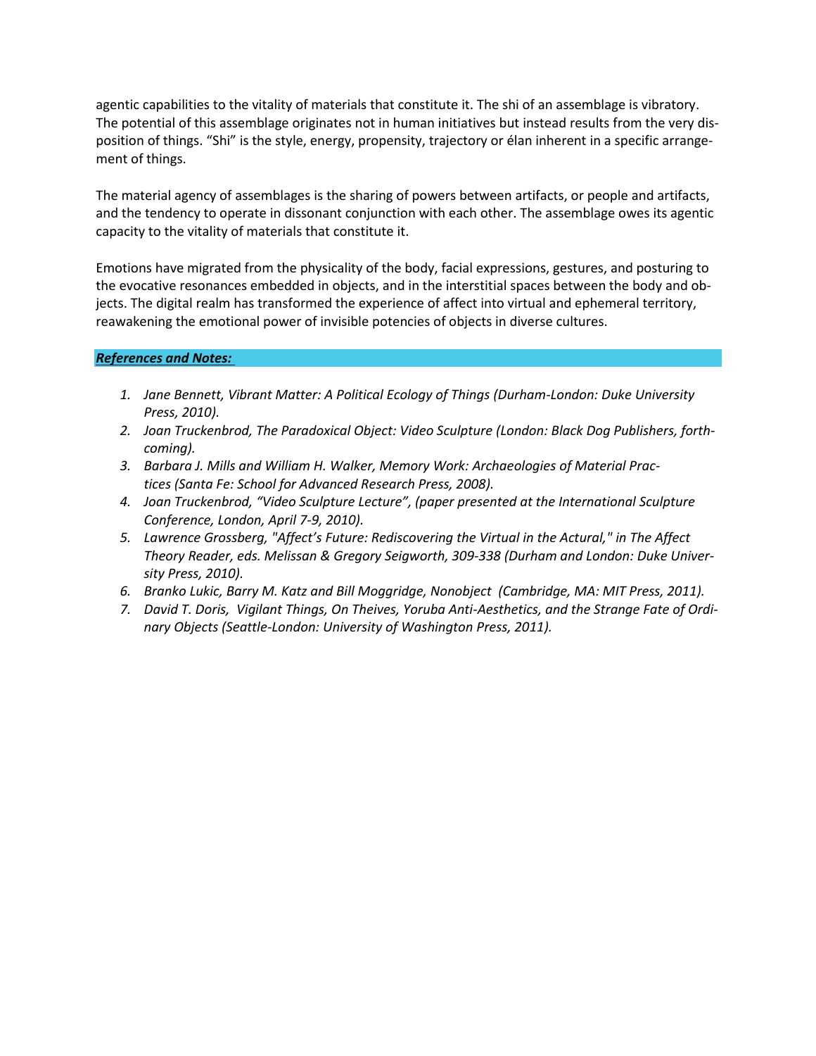agentic capabilities to the vitality of materials that constitute it. The shi of an assemblage is vibratory. The potential of this assemblage originates not in human initiatives but instead results from the very disposition of things. “Shi” is the style, energy, propensity, trajectory or élan inherent in a specific arrangement of things.

The material agency of assemblages is the sharing of powers between artifacts, or people and artifacts, and the tendency to operate in dissonant conjunction with each other. The assemblage owes its agentic capacity to the vitality of materials that constitute it.

Emotions have migrated from the physicality of the body, facial expressions, gestures, and posturing to the evocative resonances embedded in objects, and in the interstitial spaces between the body and objects. The digital realm has transformed the experience of affect into virtual and ephemeral territory, reawakening the emotional power of invisible potencies of objects in diverse cultures.

***References and Notes:***

1. *Jane Bennett, Vibrant Matter: A Political Ecology of Things (Durham-London: Duke University Press, 2010).*
2. *Joan Truckenbrod, The Paradoxical Object: Video Sculpture (London: Black Dog Publishers, forthcoming).*
3. *Barbara J. Mills and William H. Walker, Memory Work: Archaeologies of Material Practices (Santa Fe: School for Advanced Research Press, 2008).*
4. *Joan Truckenbrod, “Video Sculpture Lecture”, (paper presented at the International Sculpture Conference, London, April 7-9, 2010).*
5. *Lawrence Grossberg, "Affect’s Future: Rediscovering the Virtual in the Actural," in The Affect Theory Reader, eds. Melissan & Gregory Seigworth, 309-338 (Durham and London: Duke University Press, 2010).*
6. *Branko Lukic, Barry M. Katz and Bill Moggridge, Nonobject (Cambridge, MA: MIT Press, 2011).*
7. *David T. Doris, Vigilant Things, On Theives, Yoruba Anti-Aesthetics, and the Strange Fate of Ordinary Objects (Seattle-London: University of Washington Press, 2011).*